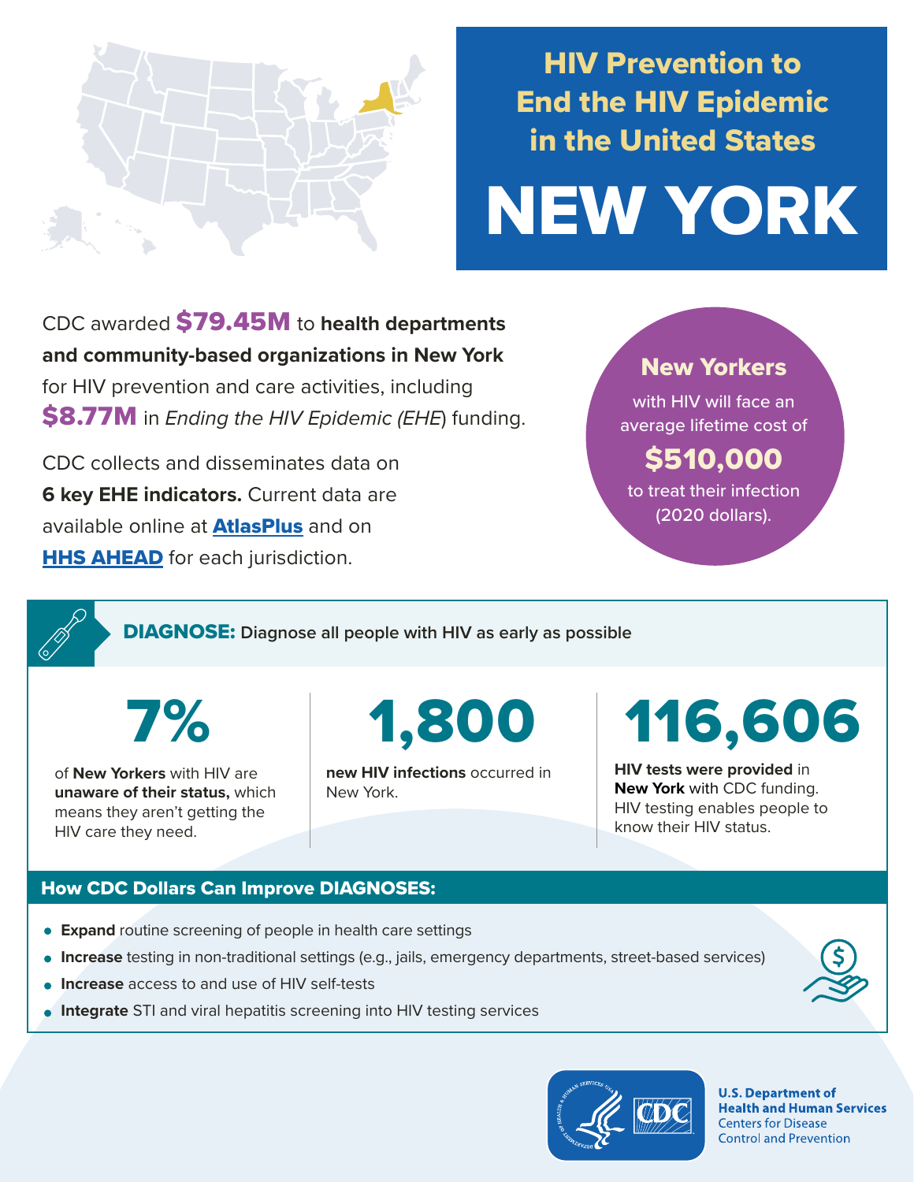# HIV Prevention to End the HIV Epidemic in the United States

# NEW YORK

CDC awarded **$79.45M** to **health departments and community-based organizations in New York** for HIV prevention and care activities, including **$8.77M** in *Ending the HIV Epidemic (EHE)* funding.

CDC collects and disseminates data on **6 key EHE indicators.** Current data are available online at **AtlasPlus** and on **HHS AHEAD** for each jurisdiction.

**New Yorkers** with HIV will face an average lifetime cost of **$510,000** to treat their infection (2020 dollars).

## DIAGNOSE: Diagnose all people with HIV as early as possible

**7%** of **New Yorkers** with HIV are **unaware of their status,** which means they aren't getting the HIV care they need.

**1,800** **new HIV infections** occurred in New York.

**116,606** **HIV tests were provided** in **New York** with CDC funding. HIV testing enables people to know their HIV status.

### How CDC Dollars Can Improve DIAGNOSES:

- **Expand** routine screening of people in health care settings
- **Increase** testing in non-traditional settings (e.g., jails, emergency departments, street-based services)
- **Increase** access to and use of HIV self-tests
- **Integrate** STI and viral hepatitis screening into HIV testing services

U.S. Department of Health and Human Services
Centers for Disease Control and Prevention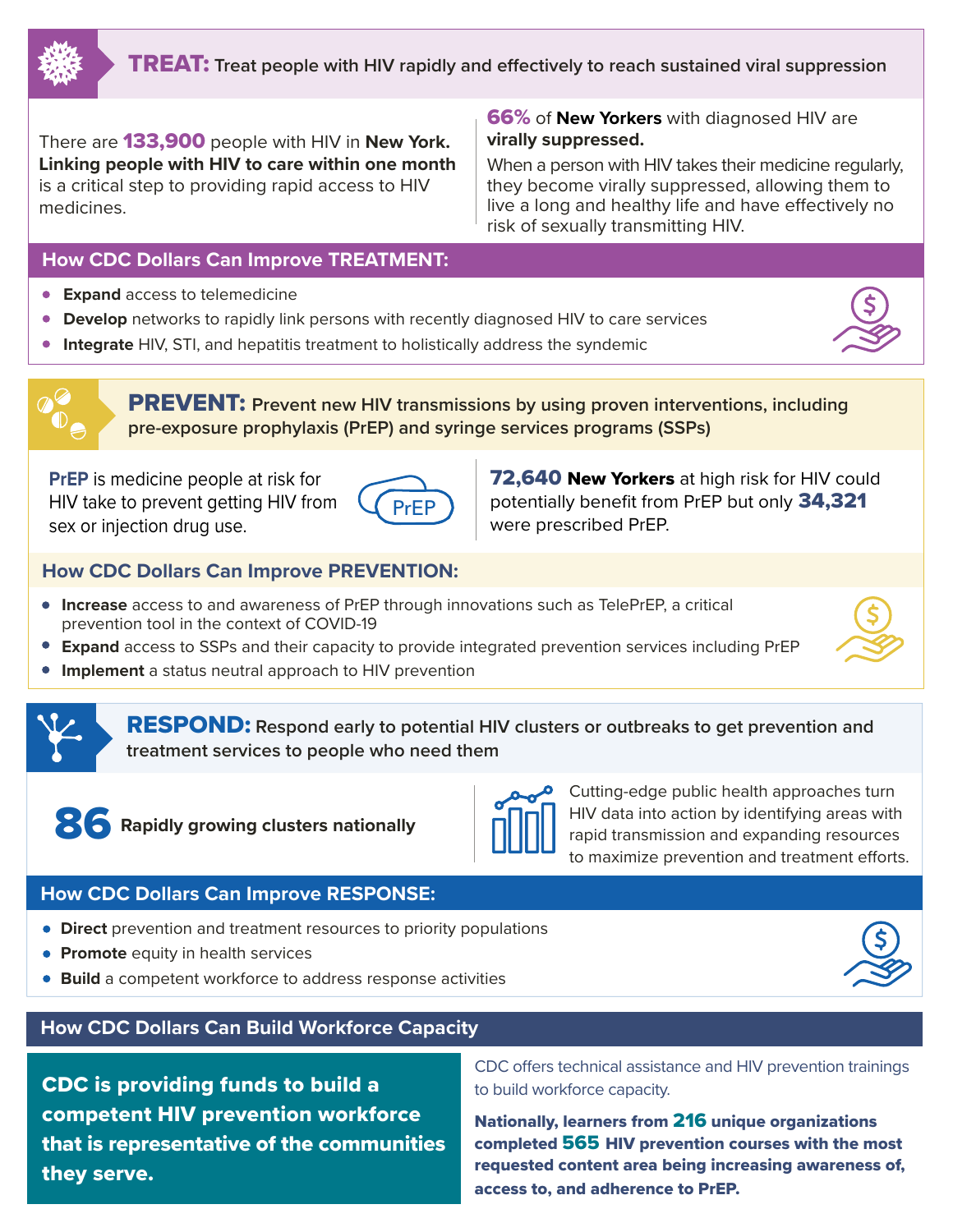## TREAT: Treat people with HIV rapidly and effectively to reach sustained viral suppression

There are **133,900** people with HIV in **New York. Linking people with HIV to care within one month** is a critical step to providing rapid access to HIV medicines.

**66%** of **New Yorkers** with diagnosed HIV are **virally suppressed.**

When a person with HIV takes their medicine regularly, they become virally suppressed, allowing them to live a long and healthy life and have effectively no risk of sexually transmitting HIV.

### How CDC Dollars Can Improve TREATMENT:

- **Expand** access to telemedicine
- **Develop** networks to rapidly link persons with recently diagnosed HIV to care services
- **Integrate** HIV, STI, and hepatitis treatment to holistically address the syndemic

## PREVENT: Prevent new HIV transmissions by using proven interventions, including pre-exposure prophylaxis (PrEP) and syringe services programs (SSPs)

**PrEP** is medicine people at risk for HIV take to prevent getting HIV from sex or injection drug use.

PrEP

**72,640 New Yorkers** at high risk for HIV could potentially benefit from PrEP but only **34,321** were prescribed PrEP.

### How CDC Dollars Can Improve PREVENTION:

- **Increase** access to and awareness of PrEP through innovations such as TelePrEP, a critical prevention tool in the context of COVID-19
- **Expand** access to SSPs and their capacity to provide integrated prevention services including PrEP
- **Implement** a status neutral approach to HIV prevention

## RESPOND: Respond early to potential HIV clusters or outbreaks to get prevention and treatment services to people who need them

**86** **Rapidly growing clusters nationally**

Cutting-edge public health approaches turn HIV data into action by identifying areas with rapid transmission and expanding resources to maximize prevention and treatment efforts.

### How CDC Dollars Can Improve RESPONSE:

- **Direct** prevention and treatment resources to priority populations
- **Promote** equity in health services
- **Build** a competent workforce to address response activities

### How CDC Dollars Can Build Workforce Capacity

**CDC is providing funds to build a competent HIV prevention workforce that is representative of the communities they serve.**

CDC offers technical assistance and HIV prevention trainings to build workforce capacity.

**Nationally, learners from 216 unique organizations completed 565 HIV prevention courses with the most requested content area being increasing awareness of, access to, and adherence to PrEP.**